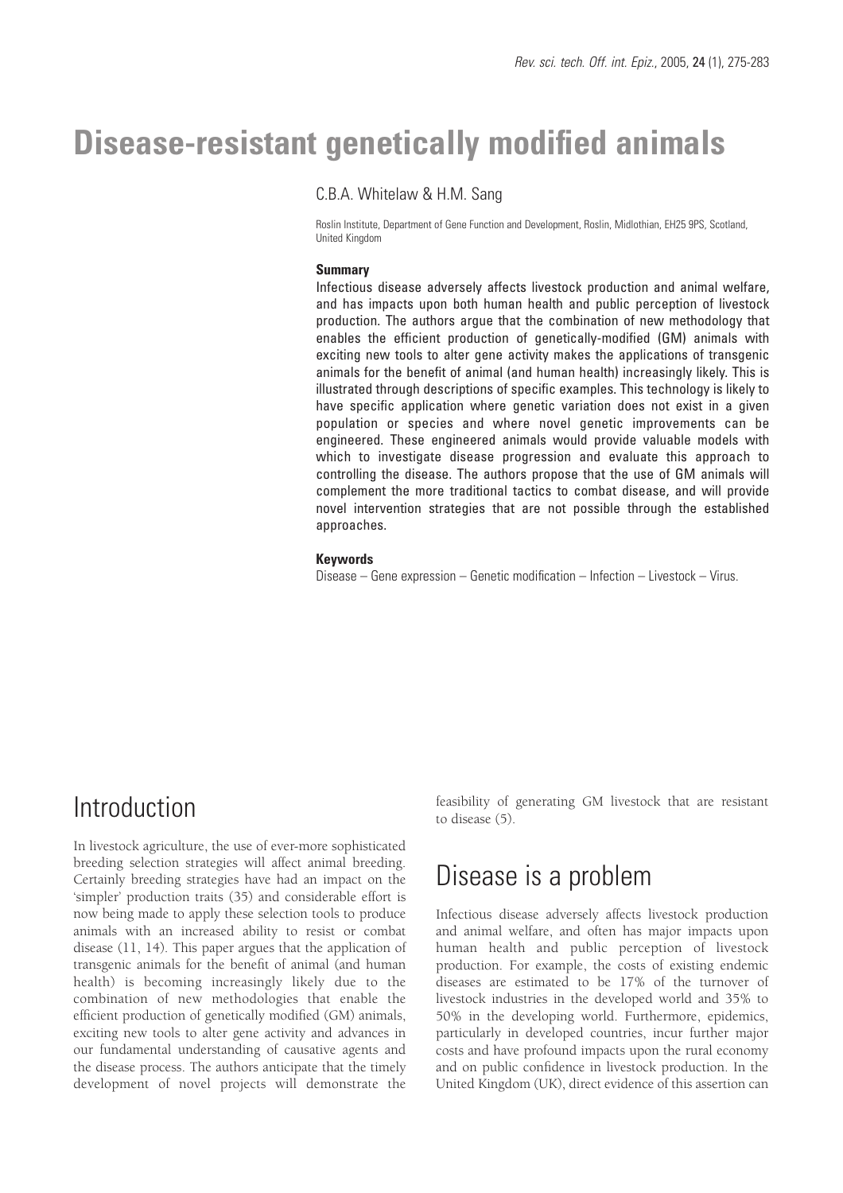# Disease-resistant genetically modified animals

C.B.A. Whitelaw & H.M. Sang

Roslin Institute, Department of Gene Function and Development, Roslin, Midlothian, EH25 9PS, Scotland, United Kingdom

**Summary**

Infectious disease adversely affects livestock production and animal welfare, and has impacts upon both human health and public perception of livestock production. The authors argue that the combination of new methodology that enables the efficient production of genetically-modified (GM) animals with exciting new tools to alter gene activity makes the applications of transgenic animals for the benefit of animal (and human health) increasingly likely. This is illustrated through descriptions of specific examples. This technology is likely to have specific application where genetic variation does not exist in a given population or species and where novel genetic improvements can be engineered. These engineered animals would provide valuable models with which to investigate disease progression and evaluate this approach to controlling the disease. The authors propose that the use of GM animals will complement the more traditional tactics to combat disease, and will provide novel intervention strategies that are not possible through the established approaches.

**Keywords**

Disease – Gene expression – Genetic modification – Infection – Livestock – Virus.

## Introduction

In livestock agriculture, the use of ever-more sophisticated breeding selection strategies will affect animal breeding. Certainly breeding strategies have had an impact on the 'simpler' production traits (35) and considerable effort is now being made to apply these selection tools to produce animals with an increased ability to resist or combat disease (11, 14). This paper argues that the application of transgenic animals for the benefit of animal (and human health) is becoming increasingly likely due to the combination of new methodologies that enable the efficient production of genetically modified (GM) animals, exciting new tools to alter gene activity and advances in our fundamental understanding of causative agents and the disease process. The authors anticipate that the timely development of novel projects will demonstrate the feasibility of generating GM livestock that are resistant to disease (5).

## Disease is a problem

Infectious disease adversely affects livestock production and animal welfare, and often has major impacts upon human health and public perception of livestock production. For example, the costs of existing endemic diseases are estimated to be 17% of the turnover of livestock industries in the developed world and 35% to 50% in the developing world. Furthermore, epidemics, particularly in developed countries, incur further major costs and have profound impacts upon the rural economy and on public confidence in livestock production. In the United Kingdom (UK), direct evidence of this assertion can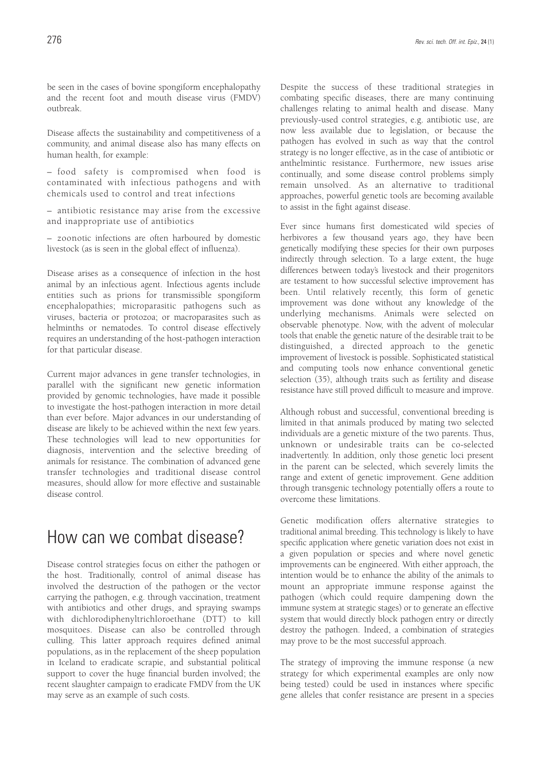be seen in the cases of bovine spongiform encephalopathy and the recent foot and mouth disease virus (FMDV) outbreak.

Disease affects the sustainability and competitiveness of a community, and animal disease also has many effects on human health, for example:

– food safety is compromised when food is contaminated with infectious pathogens and with chemicals used to control and treat infections

– antibiotic resistance may arise from the excessive and inappropriate use of antibiotics

– zoonotic infections are often harboured by domestic livestock (as is seen in the global effect of influenza).

Disease arises as a consequence of infection in the host animal by an infectious agent. Infectious agents include entities such as prions for transmissible spongiform encephalopathies; microparasitic pathogens such as viruses, bacteria or protozoa; or macroparasites such as helminths or nematodes. To control disease effectively requires an understanding of the host-pathogen interaction for that particular disease.

Current major advances in gene transfer technologies, in parallel with the significant new genetic information provided by genomic technologies, have made it possible to investigate the host-pathogen interaction in more detail than ever before. Major advances in our understanding of disease are likely to be achieved within the next few years. These technologies will lead to new opportunities for diagnosis, intervention and the selective breeding of animals for resistance. The combination of advanced gene transfer technologies and traditional disease control measures, should allow for more effective and sustainable disease control.

# How can we combat disease?

Disease control strategies focus on either the pathogen or the host. Traditionally, control of animal disease has involved the destruction of the pathogen or the vector carrying the pathogen, e.g. through vaccination, treatment with antibiotics and other drugs, and spraying swamps with dichlorodiphenyltrichloroethane (DTT) to kill mosquitoes. Disease can also be controlled through culling. This latter approach requires defined animal populations, as in the replacement of the sheep population in Iceland to eradicate scrapie, and substantial political support to cover the huge financial burden involved; the recent slaughter campaign to eradicate FMDV from the UK may serve as an example of such costs.

Despite the success of these traditional strategies in combating specific diseases, there are many continuing challenges relating to animal health and disease. Many previously-used control strategies, e.g. antibiotic use, are now less available due to legislation, or because the pathogen has evolved in such as way that the control strategy is no longer effective, as in the case of antibiotic or anthelmintic resistance. Furthermore, new issues arise continually, and some disease control problems simply remain unsolved. As an alternative to traditional approaches, powerful genetic tools are becoming available to assist in the fight against disease.

Ever since humans first domesticated wild species of herbivores a few thousand years ago, they have been genetically modifying these species for their own purposes indirectly through selection. To a large extent, the huge differences between today's livestock and their progenitors are testament to how successful selective improvement has been. Until relatively recently, this form of genetic improvement was done without any knowledge of the underlying mechanisms. Animals were selected on observable phenotype. Now, with the advent of molecular tools that enable the genetic nature of the desirable trait to be distinguished, a directed approach to the genetic improvement of livestock is possible. Sophisticated statistical and computing tools now enhance conventional genetic selection (35), although traits such as fertility and disease resistance have still proved difficult to measure and improve.

Although robust and successful, conventional breeding is limited in that animals produced by mating two selected individuals are a genetic mixture of the two parents. Thus, unknown or undesirable traits can be co-selected inadvertently. In addition, only those genetic loci present in the parent can be selected, which severely limits the range and extent of genetic improvement. Gene addition through transgenic technology potentially offers a route to overcome these limitations.

Genetic modification offers alternative strategies to traditional animal breeding. This technology is likely to have specific application where genetic variation does not exist in a given population or species and where novel genetic improvements can be engineered. With either approach, the intention would be to enhance the ability of the animals to mount an appropriate immune response against the pathogen (which could require dampening down the immune system at strategic stages) or to generate an effective system that would directly block pathogen entry or directly destroy the pathogen. Indeed, a combination of strategies may prove to be the most successful approach.

The strategy of improving the immune response (a new strategy for which experimental examples are only now being tested) could be used in instances where specific gene alleles that confer resistance are present in a species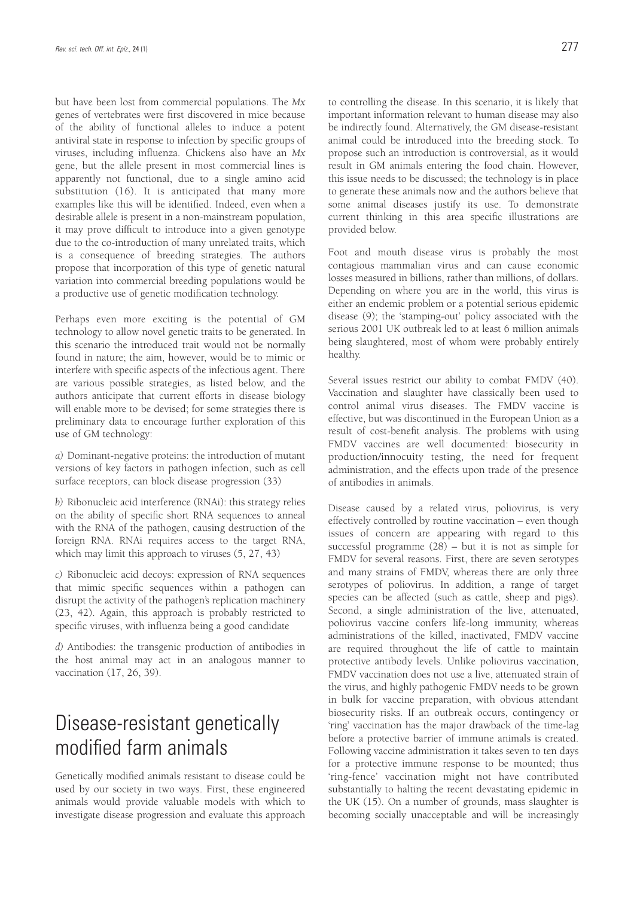but have been lost from commercial populations. The *Mx* genes of vertebrates were first discovered in mice because of the ability of functional alleles to induce a potent antiviral state in response to infection by specific groups of viruses, including influenza. Chickens also have an *Mx* gene, but the allele present in most commercial lines is apparently not functional, due to a single amino acid substitution (16). It is anticipated that many more examples like this will be identified. Indeed, even when a desirable allele is present in a non-mainstream population, it may prove difficult to introduce into a given genotype due to the co-introduction of many unrelated traits, which is a consequence of breeding strategies. The authors propose that incorporation of this type of genetic natural variation into commercial breeding populations would be a productive use of genetic modification technology.

Perhaps even more exciting is the potential of GM technology to allow novel genetic traits to be generated. In this scenario the introduced trait would not be normally found in nature; the aim, however, would be to mimic or interfere with specific aspects of the infectious agent. There are various possible strategies, as listed below, and the authors anticipate that current efforts in disease biology will enable more to be devised; for some strategies there is preliminary data to encourage further exploration of this use of GM technology:

*a)* Dominant-negative proteins: the introduction of mutant versions of key factors in pathogen infection, such as cell surface receptors, can block disease progression (33)

*b)* Ribonucleic acid interference (RNAi): this strategy relies on the ability of specific short RNA sequences to anneal with the RNA of the pathogen, causing destruction of the foreign RNA. RNAi requires access to the target RNA, which may limit this approach to viruses (5, 27, 43)

*c)* Ribonucleic acid decoys: expression of RNA sequences that mimic specific sequences within a pathogen can disrupt the activity of the pathogen's replication machinery (23, 42). Again, this approach is probably restricted to specific viruses, with influenza being a good candidate

*d)* Antibodies: the transgenic production of antibodies in the host animal may act in an analogous manner to vaccination (17, 26, 39).

# Disease-resistant genetically modified farm animals

Genetically modified animals resistant to disease could be used by our society in two ways. First, these engineered animals would provide valuable models with which to investigate disease progression and evaluate this approach to controlling the disease. In this scenario, it is likely that important information relevant to human disease may also be indirectly found. Alternatively, the GM disease-resistant animal could be introduced into the breeding stock. To propose such an introduction is controversial, as it would result in GM animals entering the food chain. However, this issue needs to be discussed; the technology is in place to generate these animals now and the authors believe that some animal diseases justify its use. To demonstrate current thinking in this area specific illustrations are provided below.

Foot and mouth disease virus is probably the most contagious mammalian virus and can cause economic losses measured in billions, rather than millions, of dollars. Depending on where you are in the world, this virus is either an endemic problem or a potential serious epidemic disease (9); the 'stamping-out' policy associated with the serious 2001 UK outbreak led to at least 6 million animals being slaughtered, most of whom were probably entirely healthy.

Several issues restrict our ability to combat FMDV (40). Vaccination and slaughter have classically been used to control animal virus diseases. The FMDV vaccine is effective, but was discontinued in the European Union as a result of cost-benefit analysis. The problems with using FMDV vaccines are well documented: biosecurity in production/innocuity testing, the need for frequent administration, and the effects upon trade of the presence of antibodies in animals.

Disease caused by a related virus, poliovirus, is very effectively controlled by routine vaccination – even though issues of concern are appearing with regard to this successful programme (28) – but it is not as simple for FMDV for several reasons. First, there are seven serotypes and many strains of FMDV, whereas there are only three serotypes of poliovirus. In addition, a range of target species can be affected (such as cattle, sheep and pigs). Second, a single administration of the live, attenuated, poliovirus vaccine confers life-long immunity, whereas administrations of the killed, inactivated, FMDV vaccine are required throughout the life of cattle to maintain protective antibody levels. Unlike poliovirus vaccination, FMDV vaccination does not use a live, attenuated strain of the virus, and highly pathogenic FMDV needs to be grown in bulk for vaccine preparation, with obvious attendant biosecurity risks. If an outbreak occurs, contingency or 'ring' vaccination has the major drawback of the time-lag before a protective barrier of immune animals is created. Following vaccine administration it takes seven to ten days for a protective immune response to be mounted; thus 'ring-fence' vaccination might not have contributed substantially to halting the recent devastating epidemic in the UK (15). On a number of grounds, mass slaughter is becoming socially unacceptable and will be increasingly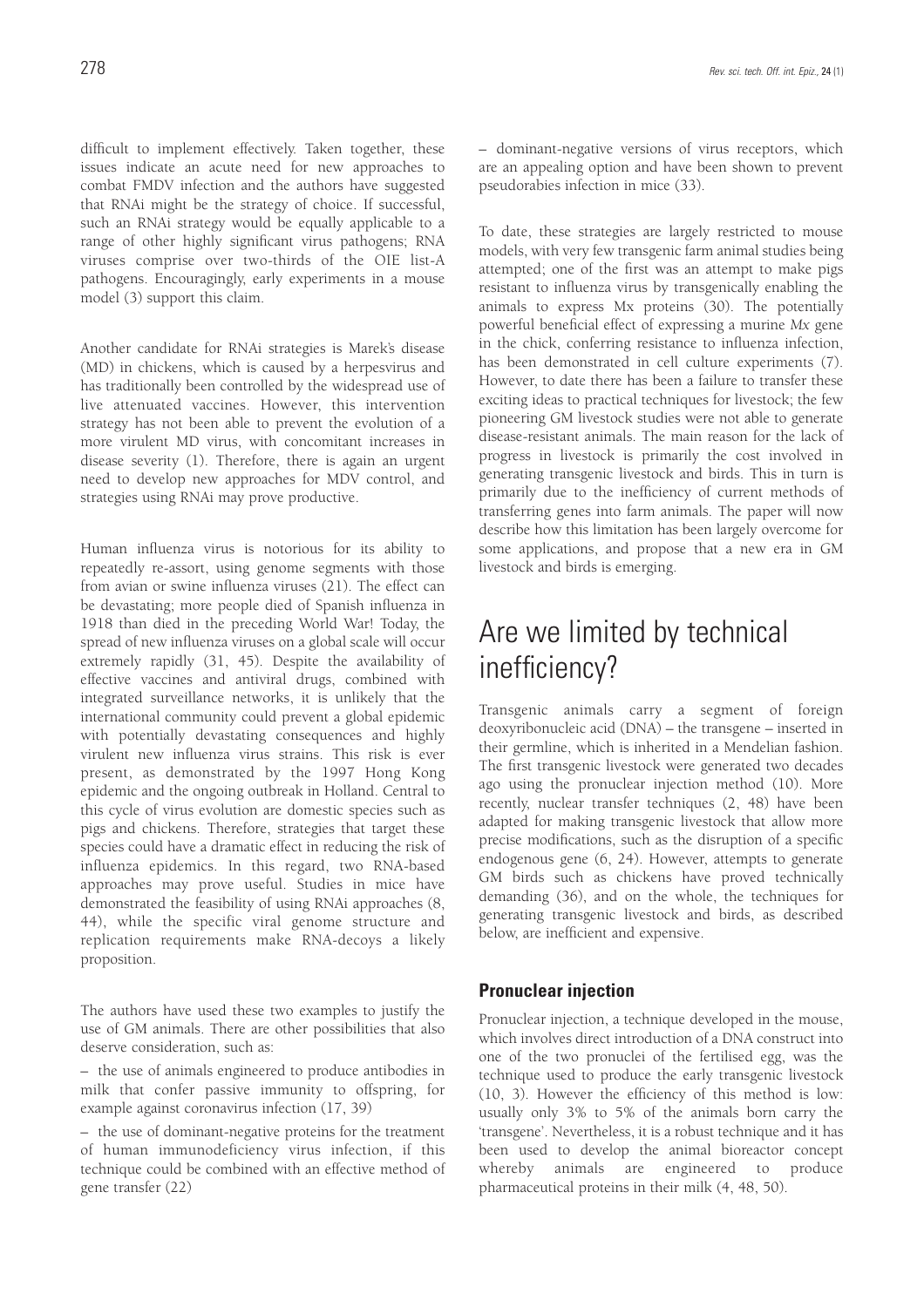difficult to implement effectively. Taken together, these issues indicate an acute need for new approaches to combat FMDV infection and the authors have suggested that RNAi might be the strategy of choice. If successful, such an RNAi strategy would be equally applicable to a range of other highly significant virus pathogens; RNA viruses comprise over two-thirds of the OIE list-A pathogens. Encouragingly, early experiments in a mouse model (3) support this claim.

Another candidate for RNAi strategies is Marek's disease (MD) in chickens, which is caused by a herpesvirus and has traditionally been controlled by the widespread use of live attenuated vaccines. However, this intervention strategy has not been able to prevent the evolution of a more virulent MD virus, with concomitant increases in disease severity (1). Therefore, there is again an urgent need to develop new approaches for MDV control, and strategies using RNAi may prove productive.

Human influenza virus is notorious for its ability to repeatedly re-assort, using genome segments with those from avian or swine influenza viruses (21). The effect can be devastating; more people died of Spanish influenza in 1918 than died in the preceding World War! Today, the spread of new influenza viruses on a global scale will occur extremely rapidly (31, 45). Despite the availability of effective vaccines and antiviral drugs, combined with integrated surveillance networks, it is unlikely that the international community could prevent a global epidemic with potentially devastating consequences and highly virulent new influenza virus strains. This risk is ever present, as demonstrated by the 1997 Hong Kong epidemic and the ongoing outbreak in Holland. Central to this cycle of virus evolution are domestic species such as pigs and chickens. Therefore, strategies that target these species could have a dramatic effect in reducing the risk of influenza epidemics. In this regard, two RNA-based approaches may prove useful. Studies in mice have demonstrated the feasibility of using RNAi approaches (8, 44), while the specific viral genome structure and replication requirements make RNA-decoys a likely proposition.

The authors have used these two examples to justify the use of GM animals. There are other possibilities that also deserve consideration, such as:

– the use of animals engineered to produce antibodies in milk that confer passive immunity to offspring, for example against coronavirus infection (17, 39)

– the use of dominant-negative proteins for the treatment of human immunodeficiency virus infection, if this technique could be combined with an effective method of gene transfer (22)

– dominant-negative versions of virus receptors, which are an appealing option and have been shown to prevent pseudorabies infection in mice (33).

To date, these strategies are largely restricted to mouse models, with very few transgenic farm animal studies being attempted; one of the first was an attempt to make pigs resistant to influenza virus by transgenically enabling the animals to express Mx proteins (30). The potentially powerful beneficial effect of expressing a murine *Mx* gene in the chick, conferring resistance to influenza infection, has been demonstrated in cell culture experiments (7). However, to date there has been a failure to transfer these exciting ideas to practical techniques for livestock; the few pioneering GM livestock studies were not able to generate disease-resistant animals. The main reason for the lack of progress in livestock is primarily the cost involved in generating transgenic livestock and birds. This in turn is primarily due to the inefficiency of current methods of transferring genes into farm animals. The paper will now describe how this limitation has been largely overcome for some applications, and propose that a new era in GM livestock and birds is emerging.

# Are we limited by technical inefficiency?

Transgenic animals carry a segment of foreign deoxyribonucleic acid (DNA) – the transgene – inserted in their germline, which is inherited in a Mendelian fashion. The first transgenic livestock were generated two decades ago using the pronuclear injection method (10). More recently, nuclear transfer techniques (2, 48) have been adapted for making transgenic livestock that allow more precise modifications, such as the disruption of a specific endogenous gene (6, 24). However, attempts to generate GM birds such as chickens have proved technically demanding (36), and on the whole, the techniques for generating transgenic livestock and birds, as described below, are inefficient and expensive.

## Pronuclear injection

Pronuclear injection, a technique developed in the mouse, which involves direct introduction of a DNA construct into one of the two pronuclei of the fertilised egg, was the technique used to produce the early transgenic livestock (10, 3). However the efficiency of this method is low: usually only 3% to 5% of the animals born carry the 'transgene'. Nevertheless, it is a robust technique and it has been used to develop the animal bioreactor concept whereby animals are engineered to produce pharmaceutical proteins in their milk (4, 48, 50).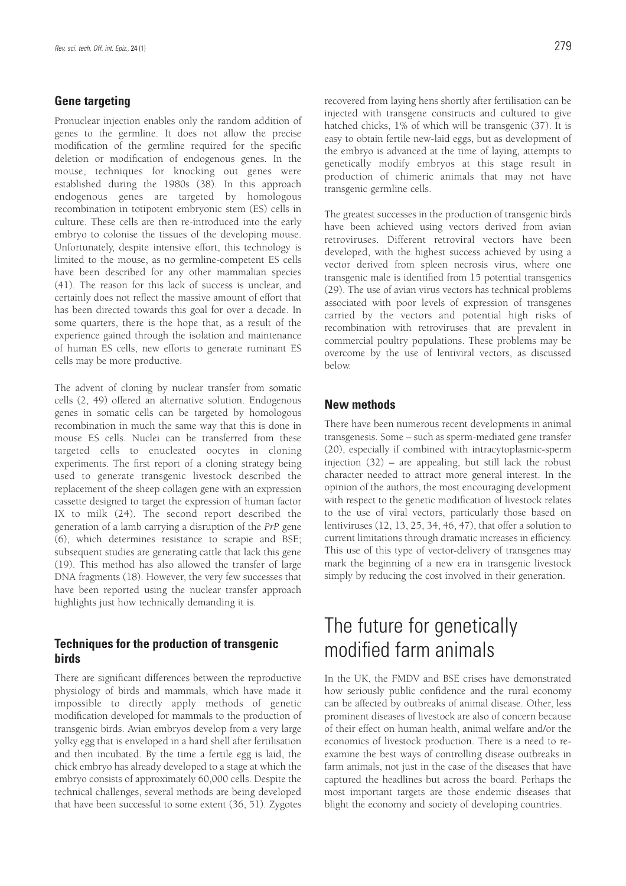### Gene targeting

Pronuclear injection enables only the random addition of genes to the germline. It does not allow the precise modification of the germline required for the specific deletion or modification of endogenous genes. In the mouse, techniques for knocking out genes were established during the 1980s (38). In this approach endogenous genes are targeted by homologous recombination in totipotent embryonic stem (ES) cells in culture. These cells are then re-introduced into the early embryo to colonise the tissues of the developing mouse. Unfortunately, despite intensive effort, this technology is limited to the mouse, as no germline-competent ES cells have been described for any other mammalian species (41). The reason for this lack of success is unclear, and certainly does not reflect the massive amount of effort that has been directed towards this goal for over a decade. In some quarters, there is the hope that, as a result of the experience gained through the isolation and maintenance of human ES cells, new efforts to generate ruminant ES cells may be more productive.

The advent of cloning by nuclear transfer from somatic cells (2, 49) offered an alternative solution. Endogenous genes in somatic cells can be targeted by homologous recombination in much the same way that this is done in mouse ES cells. Nuclei can be transferred from these targeted cells to enucleated oocytes in cloning experiments. The first report of a cloning strategy being used to generate transgenic livestock described the replacement of the sheep collagen gene with an expression cassette designed to target the expression of human factor IX to milk (24). The second report described the generation of a lamb carrying a disruption of the *PrP* gene (6), which determines resistance to scrapie and BSE; subsequent studies are generating cattle that lack this gene (19). This method has also allowed the transfer of large DNA fragments (18). However, the very few successes that have been reported using the nuclear transfer approach highlights just how technically demanding it is.

### Techniques for the production of transgenic birds

There are significant differences between the reproductive physiology of birds and mammals, which have made it impossible to directly apply methods of genetic modification developed for mammals to the production of transgenic birds. Avian embryos develop from a very large yolky egg that is enveloped in a hard shell after fertilisation and then incubated. By the time a fertile egg is laid, the chick embryo has already developed to a stage at which the embryo consists of approximately 60,000 cells. Despite the technical challenges, several methods are being developed that have been successful to some extent (36, 51). Zygotes recovered from laying hens shortly after fertilisation can be injected with transgene constructs and cultured to give hatched chicks, 1% of which will be transgenic (37). It is easy to obtain fertile new-laid eggs, but as development of the embryo is advanced at the time of laying, attempts to genetically modify embryos at this stage result in production of chimeric animals that may not have transgenic germline cells.

The greatest successes in the production of transgenic birds have been achieved using vectors derived from avian retroviruses. Different retroviral vectors have been developed, with the highest success achieved by using a vector derived from spleen necrosis virus, where one transgenic male is identified from 15 potential transgenics (29). The use of avian virus vectors has technical problems associated with poor levels of expression of transgenes carried by the vectors and potential high risks of recombination with retroviruses that are prevalent in commercial poultry populations. These problems may be overcome by the use of lentiviral vectors, as discussed below.

### New methods

There have been numerous recent developments in animal transgenesis. Some – such as sperm-mediated gene transfer (20), especially if combined with intracytoplasmic-sperm injection (32) – are appealing, but still lack the robust character needed to attract more general interest. In the opinion of the authors, the most encouraging development with respect to the genetic modification of livestock relates to the use of viral vectors, particularly those based on lentiviruses (12, 13, 25, 34, 46, 47), that offer a solution to current limitations through dramatic increases in efficiency. This use of this type of vector-delivery of transgenes may mark the beginning of a new era in transgenic livestock simply by reducing the cost involved in their generation.

## The future for genetically modified farm animals

In the UK, the FMDV and BSE crises have demonstrated how seriously public confidence and the rural economy can be affected by outbreaks of animal disease. Other, less prominent diseases of livestock are also of concern because of their effect on human health, animal welfare and/or the economics of livestock production. There is a need to re-examine the best ways of controlling disease outbreaks in farm animals, not just in the case of the diseases that have captured the headlines but across the board. Perhaps the most important targets are those endemic diseases that blight the economy and society of developing countries.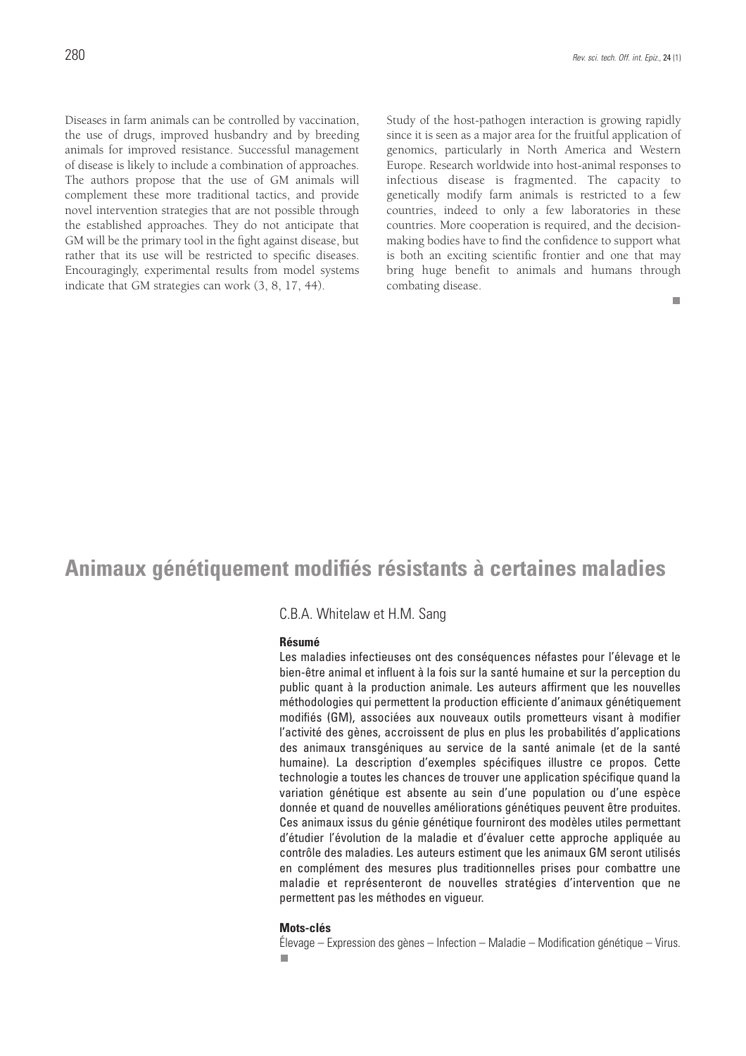Diseases in farm animals can be controlled by vaccination, the use of drugs, improved husbandry and by breeding animals for improved resistance. Successful management of disease is likely to include a combination of approaches. The authors propose that the use of GM animals will complement these more traditional tactics, and provide novel intervention strategies that are not possible through the established approaches. They do not anticipate that GM will be the primary tool in the fight against disease, but rather that its use will be restricted to specific diseases. Encouragingly, experimental results from model systems indicate that GM strategies can work (3, 8, 17, 44).

Study of the host-pathogen interaction is growing rapidly since it is seen as a major area for the fruitful application of genomics, particularly in North America and Western Europe. Research worldwide into host-animal responses to infectious disease is fragmented. The capacity to genetically modify farm animals is restricted to a few countries, indeed to only a few laboratories in these countries. More cooperation is required, and the decision-making bodies have to find the confidence to support what is both an exciting scientific frontier and one that may bring huge benefit to animals and humans through combating disease.

# Animaux génétiquement modifiés résistants à certaines maladies

C.B.A. Whitelaw et H.M. Sang

### Résumé

Les maladies infectieuses ont des conséquences néfastes pour l'élevage et le bien-être animal et influent à la fois sur la santé humaine et sur la perception du public quant à la production animale. Les auteurs affirment que les nouvelles méthodologies qui permettent la production efficiente d'animaux génétiquement modifiés (GM), associées aux nouveaux outils prometteurs visant à modifier l'activité des gènes, accroissent de plus en plus les probabilités d'applications des animaux transgéniques au service de la santé animale (et de la santé humaine). La description d'exemples spécifiques illustre ce propos. Cette technologie a toutes les chances de trouver une application spécifique quand la variation génétique est absente au sein d'une population ou d'une espèce donnée et quand de nouvelles améliorations génétiques peuvent être produites. Ces animaux issus du génie génétique fourniront des modèles utiles permettant d'étudier l'évolution de la maladie et d'évaluer cette approche appliquée au contrôle des maladies. Les auteurs estiment que les animaux GM seront utilisés en complément des mesures plus traditionnelles prises pour combattre une maladie et représenteront de nouvelles stratégies d'intervention que ne permettent pas les méthodes en vigueur.

### Mots-clés

Élevage – Expression des gènes – Infection – Maladie – Modification génétique – Virus.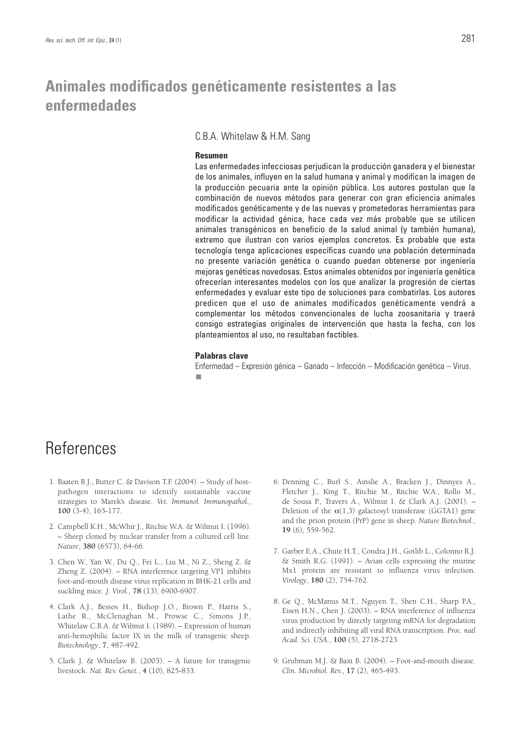# Animales modificados genéticamente resistentes a las enfermedades

C.B.A. Whitelaw & H.M. Sang

**Resumen**

Las enfermedades infecciosas perjudican la producción ganadera y el bienestar de los animales, influyen en la salud humana y animal y modifican la imagen de la producción pecuaria ante la opinión pública. Los autores postulan que la combinación de nuevos métodos para generar con gran eficiencia animales modificados genéticamente y de las nuevas y prometedoras herramientas para modificar la actividad génica, hace cada vez más probable que se utilicen animales transgénicos en beneficio de la salud animal (y también humana), extremo que ilustran con varios ejemplos concretos. Es probable que esta tecnología tenga aplicaciones específicas cuando una población determinada no presente variación genética o cuando puedan obtenerse por ingeniería mejoras genéticas novedosas. Estos animales obtenidos por ingeniería genética ofrecerían interesantes modelos con los que analizar la progresión de ciertas enfermedades y evaluar este tipo de soluciones para combatirlas. Los autores predicen que el uso de animales modificados genéticamente vendrá a complementar los métodos convencionales de lucha zoosanitaria y traerá consigo estrategias originales de intervención que hasta la fecha, con los planteamientos al uso, no resultaban factibles.

**Palabras clave**

Enfermedad – Expresión génica – Ganado – Infección – Modificación genética – Virus.

# References

1. Baaten B.J., Butter C. & Davison T.F. (2004). – Study of host-pathogen interactions to identify sustainable vaccine strategies to Marek's disease. *Vet. Immunol. Immunopathol.*, **100** (3-4), 165-177.

2. Campbell K.H., McWhir J., Ritchie W.A. & Wilmut I. (1996). – Sheep cloned by nuclear transfer from a cultured cell line. *Nature*, **380** (6573), 64-66.

3. Chen W., Yan W., Du Q., Fei L., Liu M., Ni Z., Sheng Z. & Zheng Z. (2004). – RNA interference targeting VP1 inhibits foot-and-mouth disease virus replication in BHK-21 cells and suckling mice. *J. Virol.*, **78** (13), 6900-6907.

4. Clark A.J., Bessos H., Bishop J.O., Brown P., Harris S., Lathe R., McClenaghan M., Prowse C., Simons J.P., Whitelaw C.B.A. & Wilmut I. (1989). – Expression of human anti-hemophilic factor IX in the milk of transgenic sheep. *Biotechnology*, **7**, 487-492.

5. Clark J. & Whitelaw B. (2003). – A future for transgenic livestock. *Nat. Rev. Genet.*, **4** (10), 825-833.

6. Denning C., Burl S., Ainslie A., Bracken J., Dinnyes A., Fletcher J., King T., Ritchie M., Ritchie W.A., Rollo M., de Sousa P., Travers A., Wilmut I. & Clark A.J. (2001). – Deletion of the $\alpha$(1,3) galactosyl transferase (GGTA1) gene and the prion protein (PrP) gene in sheep. *Nature Biotechnol.*, **19** (6), 559-562.

7. Garber E.A., Chute H.T., Condra J.H., Gotlib L., Colonno R.J. & Smith R.G. (1991). – Avian cells expressing the murine Mx1 protein are resistant to influenza virus infection. *Virology*, **180** (2), 754-762.

8. Ge Q., McManus M.T., Nguyen T., Shen C.H., Sharp P.A., Eisen H.N., Chen J. (2003). – RNA interference of influenza virus production by directly targeting mRNA for degradation and indirectly inhibiting all viral RNA transcription. *Proc. natl Acad. Sci. USA.*, **100** (5), 2718-2723.

9. Grubman M.J. & Baxt B. (2004). – Foot-and-mouth disease. *Clin. Microbiol. Rev.*, **17** (2), 465-493.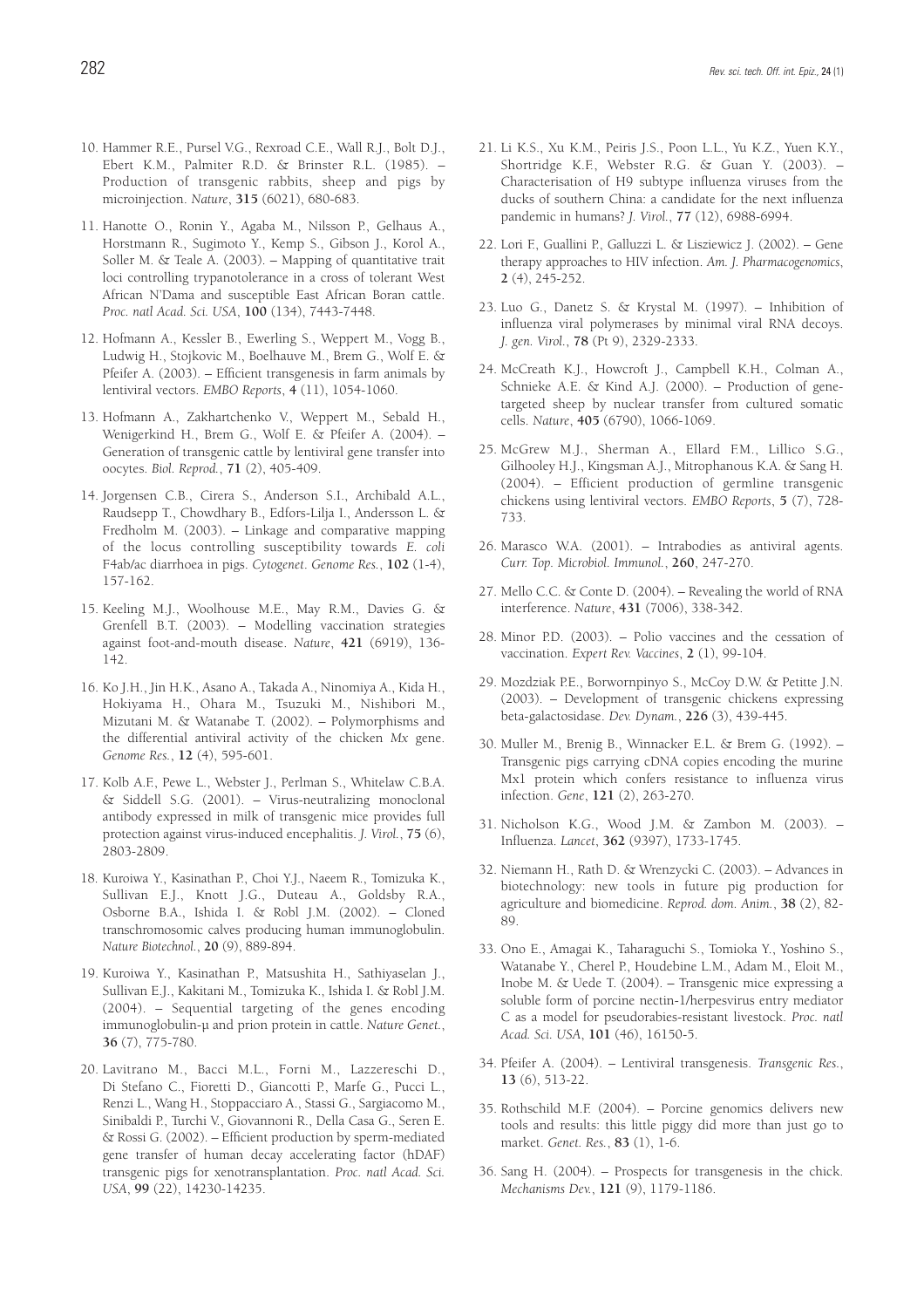10. Hammer R.E., Pursel V.G., Rexroad C.E., Wall R.J., Bolt D.J., Ebert K.M., Palmiter R.D. & Brinster R.L. (1985). – Production of transgenic rabbits, sheep and pigs by microinjection. *Nature*, **315** (6021), 680-683.

11. Hanotte O., Ronin Y., Agaba M., Nilsson P., Gelhaus A., Horstmann R., Sugimoto Y., Kemp S., Gibson J., Korol A., Soller M. & Teale A. (2003). – Mapping of quantitative trait loci controlling trypanotolerance in a cross of tolerant West African N'Dama and susceptible East African Boran cattle. *Proc. natl Acad. Sci. USA*, **100** (134), 7443-7448.

12. Hofmann A., Kessler B., Ewerling S., Weppert M., Vogg B., Ludwig H., Stojkovic M., Boelhauve M., Brem G., Wolf E. & Pfeifer A. (2003). – Efficient transgenesis in farm animals by lentiviral vectors. *EMBO Reports*, **4** (11), 1054-1060.

13. Hofmann A., Zakhartchenko V., Weppert M., Sebald H., Wenigerkind H., Brem G., Wolf E. & Pfeifer A. (2004). – Generation of transgenic cattle by lentiviral gene transfer into oocytes. *Biol. Reprod.*, **71** (2), 405-409.

14. Jorgensen C.B., Cirera S., Anderson S.I., Archibald A.L., Raudsepp T., Chowdhary B., Edfors-Lilja I., Andersson L. & Fredholm M. (2003). – Linkage and comparative mapping of the locus controlling susceptibility towards *E. coli* F4ab/ac diarrhoea in pigs. *Cytogenet. Genome Res.*, **102** (1-4), 157-162.

15. Keeling M.J., Woolhouse M.E., May R.M., Davies G. & Grenfell B.T. (2003). – Modelling vaccination strategies against foot-and-mouth disease. *Nature*, **421** (6919), 136-142.

16. Ko J.H., Jin H.K., Asano A., Takada A., Ninomiya A., Kida H., Hokiyama H., Ohara M., Tsuzuki M., Nishibori M., Mizutani M. & Watanabe T. (2002). – Polymorphisms and the differential antiviral activity of the chicken *Mx* gene. *Genome Res.*, **12** (4), 595-601.

17. Kolb A.F., Pewe L., Webster J., Perlman S., Whitelaw C.B.A. & Siddell S.G. (2001). – Virus-neutralizing monoclonal antibody expressed in milk of transgenic mice provides full protection against virus-induced encephalitis. *J. Virol.*, **75** (6), 2803-2809.

18. Kuroiwa Y., Kasinathan P., Choi Y.J., Naeem R., Tomizuka K., Sullivan E.J., Knott J.G., Duteau A., Goldsby R.A., Osborne B.A., Ishida I. & Robl J.M. (2002). – Cloned transchromosomic calves producing human immunoglobulin. *Nature Biotechnol.*, **20** (9), 889-894.

19. Kuroiwa Y., Kasinathan P., Matsushita H., Sathiyaselan J., Sullivan E.J., Kakitani M., Tomizuka K., Ishida I. & Robl J.M. (2004). – Sequential targeting of the genes encoding immunoglobulin-µ and prion protein in cattle. *Nature Genet.*, **36** (7), 775-780.

20. Lavitrano M., Bacci M.L., Forni M., Lazzereschi D., Di Stefano C., Fioretti D., Giancotti P., Marfe G., Pucci L., Renzi L., Wang H., Stoppacciaro A., Stassi G., Sargiacomo M., Sinibaldi P., Turchi V., Giovannoni R., Della Casa G., Seren E. & Rossi G. (2002). – Efficient production by sperm-mediated gene transfer of human decay accelerating factor (hDAF) transgenic pigs for xenotransplantation. *Proc. natl Acad. Sci. USA*, **99** (22), 14230-14235.

21. Li K.S., Xu K.M., Peiris J.S., Poon L.L., Yu K.Z., Yuen K.Y., Shortridge K.F., Webster R.G. & Guan Y. (2003). – Characterisation of H9 subtype influenza viruses from the ducks of southern China: a candidate for the next influenza pandemic in humans? *J. Virol.*, **77** (12), 6988-6994.

22. Lori F., Guallini P., Galluzzi L. & Lisziewicz J. (2002). – Gene therapy approaches to HIV infection. *Am. J. Pharmacogenomics*, **2** (4), 245-252.

23. Luo G., Danetz S. & Krystal M. (1997). – Inhibition of influenza viral polymerases by minimal viral RNA decoys. *J. gen. Virol.*, **78** (Pt 9), 2329-2333.

24. McCreath K.J., Howcroft J., Campbell K.H., Colman A., Schnieke A.E. & Kind A.J. (2000). – Production of gene-targeted sheep by nuclear transfer from cultured somatic cells. *Nature*, **405** (6790), 1066-1069.

25. McGrew M.J., Sherman A., Ellard F.M., Lillico S.G., Gilhooley H.J., Kingsman A.J., Mitrophanous K.A. & Sang H. (2004). – Efficient production of germline transgenic chickens using lentiviral vectors. *EMBO Reports*, **5** (7), 728-733.

26. Marasco W.A. (2001). – Intrabodies as antiviral agents. *Curr. Top. Microbiol. Immunol.*, **260**, 247-270.

27. Mello C.C. & Conte D. (2004). – Revealing the world of RNA interference. *Nature*, **431** (7006), 338-342.

28. Minor P.D. (2003). – Polio vaccines and the cessation of vaccination. *Expert Rev. Vaccines*, **2** (1), 99-104.

29. Mozdziak P.E., Borwornpinyo S., McCoy D.W. & Petitte J.N. (2003). – Development of transgenic chickens expressing beta-galactosidase. *Dev. Dynam.*, **226** (3), 439-445.

30. Muller M., Brenig B., Winnacker E.L. & Brem G. (1992). – Transgenic pigs carrying cDNA copies encoding the murine Mx1 protein which confers resistance to influenza virus infection. *Gene*, **121** (2), 263-270.

31. Nicholson K.G., Wood J.M. & Zambon M. (2003). – Influenza. *Lancet*, **362** (9397), 1733-1745.

32. Niemann H., Rath D. & Wrenzycki C. (2003). – Advances in biotechnology: new tools in future pig production for agriculture and biomedicine. *Reprod. dom. Anim.*, **38** (2), 82-89.

33. Ono E., Amagai K., Taharaguchi S., Tomioka Y., Yoshino S., Watanabe Y., Cherel P., Houdebine L.M., Adam M., Eloit M., Inobe M. & Uede T. (2004). – Transgenic mice expressing a soluble form of porcine nectin-1/herpesvirus entry mediator C as a model for pseudorabies-resistant livestock. *Proc. natl Acad. Sci. USA*, **101** (46), 16150-5.

34. Pfeifer A. (2004). – Lentiviral transgenesis. *Transgenic Res.*, **13** (6), 513-22.

35. Rothschild M.F. (2004). – Porcine genomics delivers new tools and results: this little piggy did more than just go to market. *Genet. Res.*, **83** (1), 1-6.

36. Sang H. (2004). – Prospects for transgenesis in the chick. *Mechanisms Dev.*, **121** (9), 1179-1186.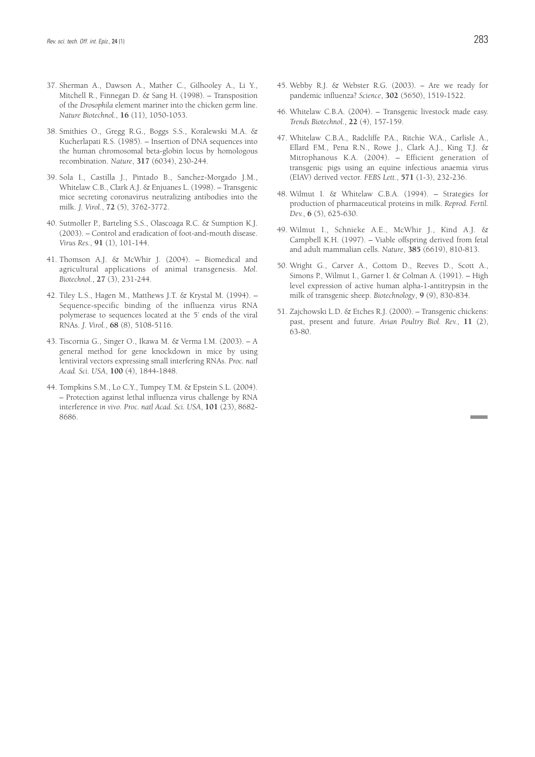37. Sherman A., Dawson A., Mather C., Gilhooley A., Li Y., Mitchell R., Finnegan D. & Sang H. (1998). – Transposition of the *Drosophila* element mariner into the chicken germ line. *Nature Biotechnol.*, **16** (11), 1050-1053.

38. Smithies O., Gregg R.G., Boggs S.S., Koralewski M.A. & Kucherlapati R.S. (1985). – Insertion of DNA sequences into the human chromosomal beta-globin locus by homologous recombination. *Nature*, **317** (6034), 230-244.

39. Sola I., Castilla J., Pintado B., Sanchez-Morgado J.M., Whitelaw C.B., Clark A.J. & Enjuanes L. (1998). – Transgenic mice secreting coronavirus neutralizing antibodies into the milk. *J. Virol.*, **72** (5), 3762-3772.

40. Sutmoller P., Barteling S.S., Olascoaga R.C. & Sumption K.J. (2003). – Control and eradication of foot-and-mouth disease. *Virus Res.*, **91** (1), 101-144.

41. Thomson A.J. & McWhir J. (2004). – Biomedical and agricultural applications of animal transgenesis. *Mol. Biotechnol.*, **27** (3), 231-244.

42. Tiley L.S., Hagen M., Matthews J.T. & Krystal M. (1994). – Sequence-specific binding of the influenza virus RNA polymerase to sequences located at the 5' ends of the viral RNAs. *J. Virol.*, **68** (8), 5108-5116.

43. Tiscornia G., Singer O., Ikawa M. & Verma I.M. (2003). – A general method for gene knockdown in mice by using lentiviral vectors expressing small interfering RNAs. *Proc. natl Acad. Sci. USA*, **100** (4), 1844-1848.

44. Tompkins S.M., Lo C.Y., Tumpey T.M. & Epstein S.L. (2004). – Protection against lethal influenza virus challenge by RNA interference *in vivo*. *Proc. natl Acad. Sci. USA*, **101** (23), 8682-8686.

45. Webby R.J. & Webster R.G. (2003). – Are we ready for pandemic influenza? *Science*, **302** (5650), 1519-1522.

46. Whitelaw C.B.A. (2004). – Transgenic livestock made easy. *Trends Biotechnol.*, **22** (4), 157-159.

47. Whitelaw C.B.A., Radcliffe P.A., Ritchie W.A., Carlisle A., Ellard F.M., Pena R.N., Rowe J., Clark A.J., King T.J. & Mitrophanous K.A. (2004). – Efficient generation of transgenic pigs using an equine infectious anaemia virus (EIAV) derived vector. *FEBS Lett.*, **571** (1-3), 232-236.

48. Wilmut I. & Whitelaw C.B.A. (1994). – Strategies for production of pharmaceutical proteins in milk. *Reprod. Fertil. Dev.*, **6** (5), 625-630.

49. Wilmut I., Schnieke A.E., McWhir J., Kind A.J. & Campbell K.H. (1997). – Viable offspring derived from fetal and adult mammalian cells. *Nature*, **385** (6619), 810-813.

50. Wright G., Carver A., Cottom D., Reeves D., Scott A., Simons P., Wilmut I., Garner I. & Colman A. (1991). – High level expression of active human alpha-1-antitrypsin in the milk of transgenic sheep. *Biotechnology*, **9** (9), 830-834.

51. Zajchowski L.D. & Etches R.J. (2000). – Transgenic chickens: past, present and future. *Avian Poultry Biol. Rev.*, **11** (2), 63-80.